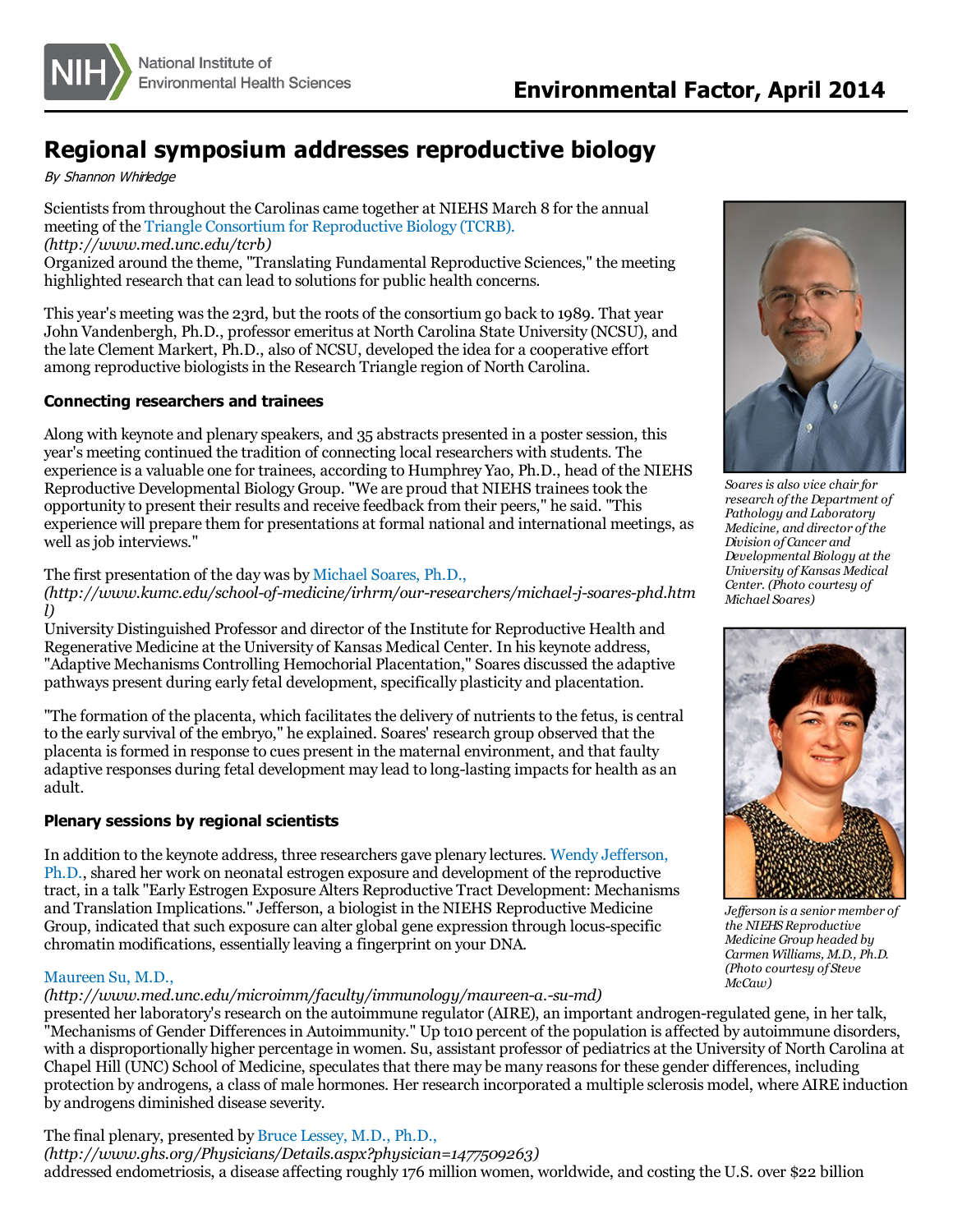# Regional symposium addresses reproductive biology

*By Shannon Whirledge*

Scientists from throughout the Carolinas came together at NIEHS March 8 for the annual meeting of the Triangle Consortium for Reproductive Biology (TCRB). *(http://www.med.unc.edu/tcrb)* Organized around the theme, "Translating Fundamental Reproductive Sciences," the meeting highlighted research that can lead to solutions for public health concerns.

This year's meeting was the 23rd, but the roots of the consortium go back to 1989. That year John Vandenbergh, Ph.D., professor emeritus at North Carolina State University (NCSU), and the late Clement Markert, Ph.D., also of NCSU, developed the idea for a cooperative effort among reproductive biologists in the Research Triangle region of North Carolina.

### Connecting researchers and trainees

Along with keynote and plenary speakers, and 35 abstracts presented in a poster session, this year's meeting continued the tradition of connecting local researchers with students. The experience is a valuable one for trainees, according to Humphrey Yao, Ph.D., head of the NIEHS Reproductive Developmental Biology Group. "We are proud that NIEHS trainees took the opportunity to present their results and receive feedback from their peers," he said. "This experience will prepare them for presentations at formal national and international meetings, as well as job interviews."

The first presentation of the day was by Michael Soares, Ph.D., *(http://www.kumc.edu/school-of-medicine/irhrm/our-researchers/michael-j-soares-phd.html)* University Distinguished Professor and director of the Institute for Reproductive Health and Regenerative Medicine at the University of Kansas Medical Center. In his keynote address, "Adaptive Mechanisms Controlling Hemochorial Placentation," Soares discussed the adaptive pathways present during early fetal development, specifically plasticity and placentation.

*Soares is also vice chair for research of the Department of Pathology and Laboratory Medicine, and director of the Division of Cancer and Developmental Biology at the University of Kansas Medical Center. (Photo courtesy of Michael Soares)*

"The formation of the placenta, which facilitates the delivery of nutrients to the fetus, is central to the early survival of the embryo," he explained. Soares' research group observed that the placenta is formed in response to cues present in the maternal environment, and that faulty adaptive responses during fetal development may lead to long-lasting impacts for health as an adult.

### Plenary sessions by regional scientists

In addition to the keynote address, three researchers gave plenary lectures. Wendy Jefferson, Ph.D., shared her work on neonatal estrogen exposure and development of the reproductive tract, in a talk "Early Estrogen Exposure Alters Reproductive Tract Development: Mechanisms and Translation Implications." Jefferson, a biologist in the NIEHS Reproductive Medicine Group, indicated that such exposure can alter global gene expression through locus-specific chromatin modifications, essentially leaving a fingerprint on your DNA.

*Jefferson is a senior member of the NIEHS Reproductive Medicine Group headed by Carmen Williams, M.D., Ph.D. (Photo courtesy of Steve McCaw)*

Maureen Su, M.D., *(http://www.med.unc.edu/microimm/faculty/immunology/maureen-a.-su-md)* presented her laboratory's research on the autoimmune regulator (AIRE), an important androgen-regulated gene, in her talk, "Mechanisms of Gender Differences in Autoimmunity." Up to10 percent of the population is affected by autoimmune disorders, with a disproportionally higher percentage in women. Su, assistant professor of pediatrics at the University of North Carolina at Chapel Hill (UNC) School of Medicine, speculates that there may be many reasons for these gender differences, including protection by androgens, a class of male hormones. Her research incorporated a multiple sclerosis model, where AIRE induction by androgens diminished disease severity.

The final plenary, presented by Bruce Lessey, M.D., Ph.D., *(http://www.ghs.org/Physicians/Details.aspx?physician=1477509263)* addressed endometriosis, a disease affecting roughly 176 million women, worldwide, and costing the U.S. over $22 billion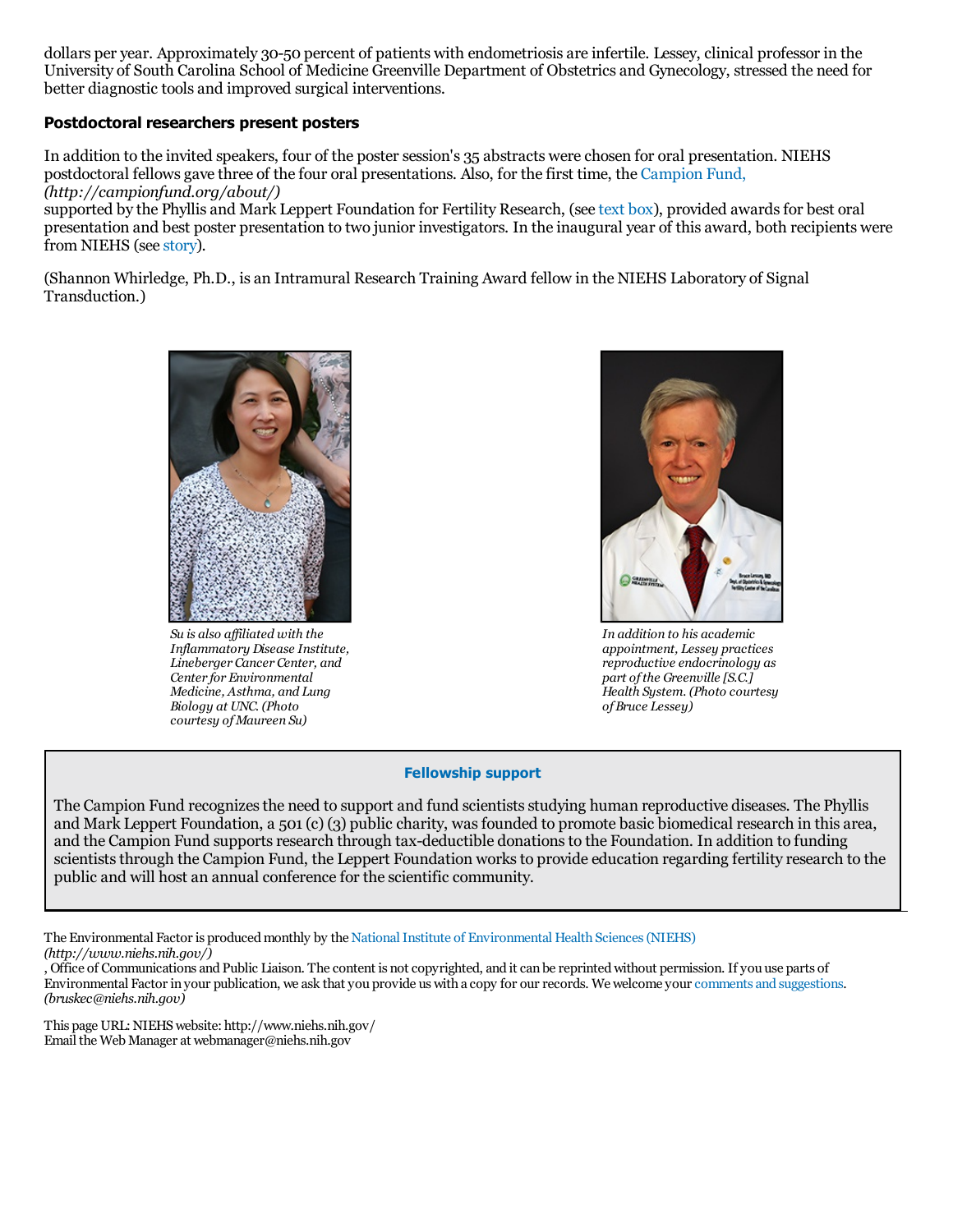dollars per year. Approximately 30-50 percent of patients with endometriosis are infertile. Lessey, clinical professor in the University of South Carolina School of Medicine Greenville Department of Obstetrics and Gynecology, stressed the need for better diagnostic tools and improved surgical interventions.

### Postdoctoral researchers present posters

In addition to the invited speakers, four of the poster session's 35 abstracts were chosen for oral presentation. NIEHS postdoctoral fellows gave three of the four oral presentations. Also, for the first time, the Campion Fund, *(http://campionfund.org/about/)* supported by the Phyllis and Mark Leppert Foundation for Fertility Research, (see text box), provided awards for best oral presentation and best poster presentation to two junior investigators. In the inaugural year of this award, both recipients were from NIEHS (see story).

(Shannon Whirledge, Ph.D., is an Intramural Research Training Award fellow in the NIEHS Laboratory of Signal Transduction.)

*Su is also affiliated with the Inflammatory Disease Institute, Lineberger Cancer Center, and Center for Environmental Medicine, Asthma, and Lung Biology at UNC. (Photo courtesy of Maureen Su)*

*In addition to his academic appointment, Lessey practices reproductive endocrinology as part of the Greenville [S.C.] Health System. (Photo courtesy of Bruce Lessey)*

### Fellowship support

The Campion Fund recognizes the need to support and fund scientists studying human reproductive diseases. The Phyllis and Mark Leppert Foundation, a 501 (c) (3) public charity, was founded to promote basic biomedical research in this area, and the Campion Fund supports research through tax-deductible donations to the Foundation. In addition to funding scientists through the Campion Fund, the Leppert Foundation works to provide education regarding fertility research to the public and will host an annual conference for the scientific community.

The Environmental Factor is produced monthly by the National Institute of Environmental Health Sciences (NIEHS) *(http://www.niehs.nih.gov/)* , Office of Communications and Public Liaison. The content is not copyrighted, and it can be reprinted without permission. If you use parts of Environmental Factor in your publication, we ask that you provide us with a copy for our records. We welcome your comments and suggestions. *(bruskec@niehs.nih.gov)*

This page URL: NIEHS website: http://www.niehs.nih.gov/
Email the Web Manager at webmanager@niehs.nih.gov